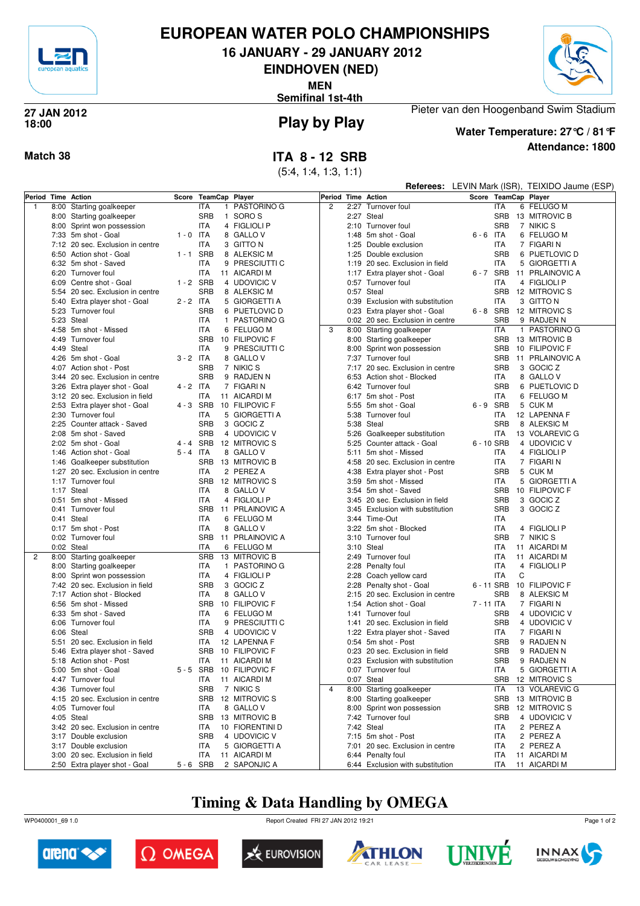# EUROPEAN WATER POLO CHAMPIONSHIPS

## 16 JANUARY - 29 JANUARY 2012

## EINDHOVEN (NED)

**MEN**

**Semifinal 1st-4th**

**27 JAN 2012**
**18:00**

## Play by Play

Pieter van den Hoogenband Swim Stadium

**Water Temperature: 27°C / 81°F**

**Attendance: 1800**

**Match 38**

## ITA 8 - 12 SRB

(5:4, 1:4, 1:3, 1:1)

**Referees:** LEVIN Mark (ISR), TEIXIDO Jaume (ESP)

| Period | Time | Action | Score | TeamCap | | Player |
|---|---|---|---|---|---|---|
| 1 | 8:00 | Starting goalkeeper | | ITA | 1 | PASTORINO G |
| | 8:00 | Starting goalkeeper | | SRB | 1 | SORO S |
| | 8:00 | Sprint won possession | | ITA | 4 | FIGLIOLI P |
| | 7:33 | 5m shot - Goal | 1 - 0 | ITA | 8 | GALLO V |
| | 7:12 | 20 sec. Exclusion in centre | | ITA | 3 | GITTO N |
| | 6:50 | Action shot - Goal | 1 - 1 | SRB | 8 | ALEKSIC M |
| | 6:32 | 5m shot - Saved | | ITA | 9 | PRESCIUTTI C |
| | 6:20 | Turnover foul | | ITA | 11 | AICARDI M |
| | 6:09 | Centre shot - Goal | 1 - 2 | SRB | 4 | UDOVICIC V |
| | 5:54 | 20 sec. Exclusion in centre | | SRB | 8 | ALEKSIC M |
| | 5:40 | Extra player shot - Goal | 2 - 2 | ITA | 5 | GIORGETTI A |
| | 5:23 | Turnover foul | | SRB | 6 | PIJETLOVIC D |
| | 5:23 | Steal | | ITA | 1 | PASTORINO G |
| | 4:58 | 5m shot - Missed | | ITA | 6 | FELUGO M |
| | 4:49 | Turnover foul | | SRB | 10 | FILIPOVIC F |
| | 4:49 | Steal | | ITA | 9 | PRESCIUTTI C |
| | 4:26 | 5m shot - Goal | 3 - 2 | ITA | 8 | GALLO V |
| | 4:07 | Action shot - Post | | SRB | 7 | NIKIC S |
| | 3:44 | 20 sec. Exclusion in centre | | SRB | 9 | RADJEN N |
| | 3:26 | Extra player shot - Goal | 4 - 2 | ITA | 7 | FIGARI N |
| | 3:12 | 20 sec. Exclusion in field | | ITA | 11 | AICARDI M |
| | 2:53 | Extra player shot - Goal | 4 - 3 | SRB | 10 | FILIPOVIC F |
| | 2:30 | Turnover foul | | ITA | 5 | GIORGETTI A |
| | 2:25 | Counter attack - Saved | | SRB | 3 | GOCIC Z |
| | 2:08 | 5m shot - Saved | | SRB | 4 | UDOVICIC V |
| | 2:02 | 5m shot - Goal | 4 - 4 | SRB | 12 | MITROVIC S |
| | 1:46 | Action shot - Goal | 5 - 4 | ITA | 8 | GALLO V |
| | 1:46 | Goalkeeper substitution | | SRB | 13 | MITROVIC B |
| | 1:27 | 20 sec. Exclusion in centre | | ITA | 2 | PEREZ A |
| | 1:17 | Turnover foul | | SRB | 12 | MITROVIC S |
| | 1:17 | Steal | | ITA | 8 | GALLO V |
| | 0:51 | 5m shot - Missed | | ITA | 4 | FIGLIOLI P |
| | 0:41 | Turnover foul | | SRB | 11 | PRLAINOVIC A |
| | 0:41 | Steal | | ITA | 6 | FELUGO M |
| | 0:17 | 5m shot - Post | | ITA | 8 | GALLO V |
| | 0:02 | Turnover foul | | SRB | 11 | PRLAINOVIC A |
| | 0:02 | Steal | | ITA | 6 | FELUGO M |
| 2 | 8:00 | Starting goalkeeper | | SRB | 13 | MITROVIC B |
| | 8:00 | Starting goalkeeper | | ITA | 1 | PASTORINO G |
| | 8:00 | Sprint won possession | | ITA | 4 | FIGLIOLI P |
| | 7:42 | 20 sec. Exclusion in field | | SRB | 3 | GOCIC Z |
| | 7:17 | Action shot - Blocked | | ITA | 8 | GALLO V |
| | 6:56 | 5m shot - Missed | | SRB | 10 | FILIPOVIC F |
| | 6:33 | 5m shot - Saved | | ITA | 6 | FELUGO M |
| | 6:06 | Turnover foul | | ITA | 9 | PRESCIUTTI C |
| | 6:06 | Steal | | SRB | 4 | UDOVICIC V |
| | 5:51 | 20 sec. Exclusion in field | | ITA | 12 | LAPENNA F |
| | 5:46 | Extra player shot - Saved | | SRB | 10 | FILIPOVIC F |
| | 5:18 | Action shot - Post | | ITA | 11 | AICARDI M |
| | 5:00 | 5m shot - Goal | 5 - 5 | SRB | 10 | FILIPOVIC F |
| | 4:47 | Turnover foul | | ITA | 11 | AICARDI M |
| | 4:36 | Turnover foul | | SRB | 7 | NIKIC S |
| | 4:15 | 20 sec. Exclusion in centre | | SRB | 12 | MITROVIC S |
| | 4:05 | Turnover foul | | ITA | 8 | GALLO V |
| | 4:05 | Steal | | SRB | 13 | MITROVIC B |
| | 3:42 | 20 sec. Exclusion in centre | | ITA | 10 | FIORENTINI D |
| | 3:17 | Double exclusion | | SRB | 4 | UDOVICIC V |
| | 3:17 | Double exclusion | | ITA | 5 | GIORGETTI A |
| | 3:00 | 20 sec. Exclusion in field | | ITA | 11 | AICARDI M |
| | 2:50 | Extra player shot - Goal | 5 - 6 | SRB | 2 | SAPONJIC A |
| | 2:27 | Turnover foul | | ITA | 6 | FELUGO M |
| | 2:27 | Steal | | SRB | 13 | MITROVIC B |
| | 2:10 | Turnover foul | | SRB | 7 | NIKIC S |
| | 1:48 | 5m shot - Goal | 6 - 6 | ITA | 6 | FELUGO M |
| | 1:25 | Double exclusion | | ITA | 7 | FIGARI N |
| | 1:25 | Double exclusion | | SRB | 6 | PIJETLOVIC D |
| | 1:19 | 20 sec. Exclusion in field | | ITA | 5 | GIORGETTI A |
| | 1:17 | Extra player shot - Goal | 6 - 7 | SRB | 11 | PRLAINOVIC A |
| | 0:57 | Turnover foul | | ITA | 4 | FIGLIOLI P |
| | 0:57 | Steal | | SRB | 12 | MITROVIC S |
| | 0:39 | Exclusion with substitution | | ITA | 3 | GITTO N |
| | 0:23 | Extra player shot - Goal | 6 - 8 | SRB | 12 | MITROVIC S |
| | 0:02 | 20 sec. Exclusion in centre | | SRB | 9 | RADJEN N |
| 3 | 8:00 | Starting goalkeeper | | ITA | 1 | PASTORINO G |
| | 8:00 | Starting goalkeeper | | SRB | 13 | MITROVIC B |
| | 8:00 | Sprint won possession | | SRB | 10 | FILIPOVIC F |
| | 7:37 | Turnover foul | | SRB | 11 | PRLAINOVIC A |
| | 7:17 | 20 sec. Exclusion in centre | | SRB | 3 | GOCIC Z |
| | 6:53 | Action shot - Blocked | | ITA | 8 | GALLO V |
| | 6:42 | Turnover foul | | SRB | 6 | PIJETLOVIC D |
| | 6:17 | 5m shot - Post | | ITA | 6 | FELUGO M |
| | 5:55 | 5m shot - Goal | 6 - 9 | SRB | 5 | CUK M |
| | 5:38 | Turnover foul | | ITA | 12 | LAPENNA F |
| | 5:38 | Steal | | SRB | 8 | ALEKSIC M |
| | 5:26 | Goalkeeper substitution | | ITA | 13 | VOLAREVIC G |
| | 5:25 | Counter attack - Goal | 6 - 10 | SRB | 4 | UDOVICIC V |
| | 5:11 | 5m shot - Missed | | ITA | 4 | FIGLIOLI P |
| | 4:58 | 20 sec. Exclusion in centre | | ITA | 7 | FIGARI N |
| | 4:38 | Extra player shot - Post | | SRB | 5 | CUK M |
| | 3:59 | 5m shot - Missed | | ITA | 5 | GIORGETTI A |
| | 3:54 | 5m shot - Saved | | SRB | 10 | FILIPOVIC F |
| | 3:45 | 20 sec. Exclusion in field | | SRB | 3 | GOCIC Z |
| | 3:45 | Exclusion with substitution | | SRB | 3 | GOCIC Z |
| | 3:44 | Time-Out | | ITA | | |
| | 3:22 | 5m shot - Blocked | | ITA | 4 | FIGLIOLI P |
| | 3:10 | Turnover foul | | SRB | 7 | NIKIC S |
| | 3:10 | Steal | | ITA | 11 | AICARDI M |
| | 2:49 | Turnover foul | | ITA | 11 | AICARDI M |
| | 2:28 | Penalty foul | | ITA | 4 | FIGLIOLI P |
| | 2:28 | Coach yellow card | | ITA | C | |
| | 2:28 | Penalty shot - Goal | 6 - 11 | SRB | 10 | FILIPOVIC F |
| | 2:15 | 20 sec. Exclusion in centre | | SRB | 8 | ALEKSIC M |
| | 1:54 | Action shot - Goal | 7 - 11 | ITA | 7 | FIGARI N |
| | 1:41 | Turnover foul | | SRB | 4 | UDOVICIC V |
| | 1:41 | 20 sec. Exclusion in field | | SRB | 4 | UDOVICIC V |
| | 1:22 | Extra player shot - Saved | | ITA | 7 | FIGARI N |
| | 0:54 | 5m shot - Post | | SRB | 9 | RADJEN N |
| | 0:23 | 20 sec. Exclusion in field | | SRB | 9 | RADJEN N |
| | 0:23 | Exclusion with substitution | | SRB | 9 | RADJEN N |
| | 0:07 | Turnover foul | | ITA | 5 | GIORGETTI A |
| | 0:07 | Steal | | SRB | 12 | MITROVIC S |
| 4 | 8:00 | Starting goalkeeper | | ITA | 13 | VOLAREVIC G |
| | 8:00 | Starting goalkeeper | | SRB | 13 | MITROVIC B |
| | 8:00 | Sprint won possession | | SRB | 12 | MITROVIC S |
| | 7:42 | Turnover foul | | SRB | 4 | UDOVICIC V |
| | 7:42 | Steal | | ITA | 2 | PEREZ A |
| | 7:15 | 5m shot - Post | | ITA | 2 | PEREZ A |
| | 7:01 | 20 sec. Exclusion in centre | | ITA | 2 | PEREZ A |
| | 6:44 | Penalty foul | | ITA | 11 | AICARDI M |
| | 6:44 | Exclusion with substitution | | ITA | 11 | AICARDI M |

## Timing & Data Handling by OMEGA

WP0400001_69 1.0 — Report Created FRI 27 JAN 2012 19:21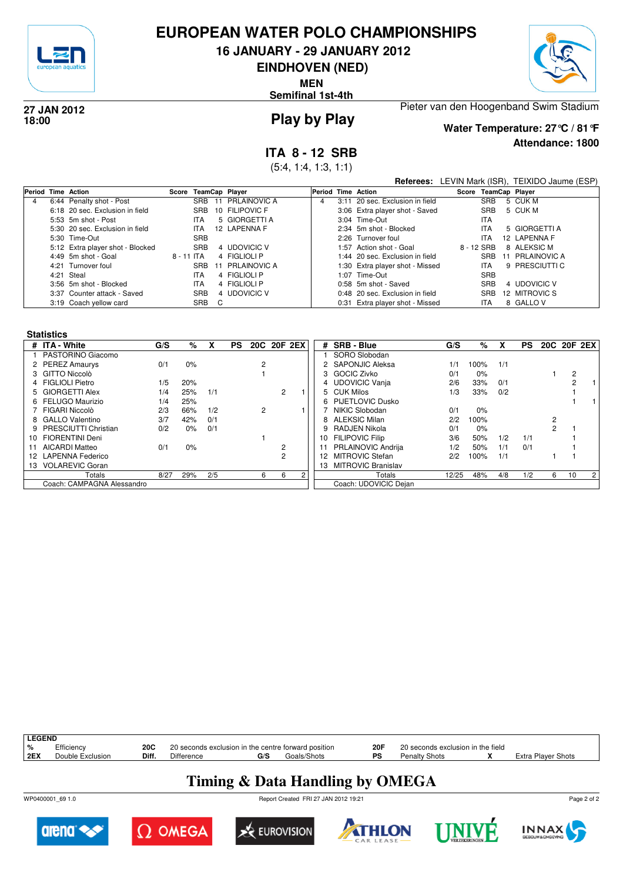# EUROPEAN WATER POLO CHAMPIONSHIPS

**16 JANUARY - 29 JANUARY 2012**

**EINDHOVEN (NED)**

**MEN**

**Semifinal 1st-4th**

**27 JAN 2012**
**18:00**

## Play by Play

Pieter van den Hoogenband Swim Stadium

**Water Temperature: 27°C / 81°F**

**Attendance: 1800**

### ITA 8 - 12 SRB

(5:4, 1:4, 1:3, 1:1)

**Referees:** LEVIN Mark (ISR), TEIXIDO Jaume (ESP)

| Period | Time | Action | Score | TeamCap | Player |
|---|---|---|---|---|---|
| 4 | 6:44 | Penalty shot - Post | | SRB 11 | PRLAINOVIC A |
| | 6:18 | 20 sec. Exclusion in field | | SRB 10 | FILIPOVIC F |
| | 5:53 | 5m shot - Post | | ITA 5 | GIORGETTI A |
| | 5:30 | 20 sec. Exclusion in field | | ITA 12 | LAPENNA F |
| | 5:30 | Time-Out | | SRB | |
| | 5:12 | Extra player shot - Blocked | | SRB 4 | UDOVICIC V |
| | 4:49 | 5m shot - Goal | 8 - 11 | ITA 4 | FIGLIOLI P |
| | 4:21 | Turnover foul | | SRB 11 | PRLAINOVIC A |
| | 4:21 | Steal | | ITA 4 | FIGLIOLI P |
| | 3:56 | 5m shot - Blocked | | ITA 4 | FIGLIOLI P |
| | 3:37 | Counter attack - Saved | | SRB 4 | UDOVICIC V |
| | 3:19 | Coach yellow card | | SRB C | |
| 4 | 3:11 | 20 sec. Exclusion in field | | SRB 5 | CUK M |
| | 3:06 | Extra player shot - Saved | | SRB 5 | CUK M |
| | 3:04 | Time-Out | | ITA | |
| | 2:34 | 5m shot - Blocked | | ITA 5 | GIORGETTI A |
| | 2:26 | Turnover foul | | ITA 12 | LAPENNA F |
| | 1:57 | Action shot - Goal | 8 - 12 | SRB 8 | ALEKSIC M |
| | 1:44 | 20 sec. Exclusion in field | | SRB 11 | PRLAINOVIC A |
| | 1:30 | Extra player shot - Missed | | ITA 9 | PRESCIUTTI C |
| | 1:07 | Time-Out | | SRB | |
| | 0:58 | 5m shot - Saved | | SRB 4 | UDOVICIC V |
| | 0:48 | 20 sec. Exclusion in field | | SRB 12 | MITROVIC S |
| | 0:31 | Extra player shot - Missed | | ITA 8 | GALLO V |

### Statistics

| # | ITA - White | G/S | % | X | PS | 20C | 20F | 2EX |
|---|---|---|---|---|---|---|---|---|
| 1 | PASTORINO Giacomo | | | | | | | |
| 2 | PEREZ Amaurys | 0/1 | 0% | | | 2 | | |
| 3 | GITTO Niccolò | | | | | 1 | | |
| 4 | FIGLIOLI Pietro | 1/5 | 20% | | | | | |
| 5 | GIORGETTI Alex | 1/4 | 25% | 1/1 | | | 2 | 1 |
| 6 | FELUGO Maurizio | 1/4 | 25% | | | | | |
| 7 | FIGARI Niccolò | 2/3 | 66% | 1/2 | | 2 | | 1 |
| 8 | GALLO Valentino | 3/7 | 42% | 0/1 | | | | |
| 9 | PRESCIUTTI Christian | 0/2 | 0% | 0/1 | | | | |
| 10 | FIORENTINI Deni | | | | | 1 | | |
| 11 | AICARDI Matteo | 0/1 | 0% | | | | 2 | |
| 12 | LAPENNA Federico | | | | | | 2 | |
| 13 | VOLAREVIC Goran | | | | | | | |
| | Totals | 8/27 | 29% | 2/5 | | 6 | 6 | 2 |
| | Coach: CAMPAGNA Alessandro | | | | | | | |

| # | SRB - Blue | G/S | % | X | PS | 20C | 20F | 2EX |
|---|---|---|---|---|---|---|---|---|
| 1 | SORO Slobodan | | | | | | | |
| 2 | SAPONJIC Aleksa | 1/1 | 100% | 1/1 | | | | |
| 3 | GOCIC Zivko | 0/1 | 0% | | | 1 | 2 | |
| 4 | UDOVICIC Vanja | 2/6 | 33% | 0/1 | | | 2 | 1 |
| 5 | CUK Milos | 1/3 | 33% | 0/2 | | | 1 | |
| 6 | PIJETLOVIC Dusko | | | | | | 1 | 1 |
| 7 | NIKIC Slobodan | 0/1 | 0% | | | | | |
| 8 | ALEKSIC Milan | 2/2 | 100% | | | 2 | | |
| 9 | RADJEN Nikola | 0/1 | 0% | | | 2 | 1 | |
| 10 | FILIPOVIC Filip | 3/6 | 50% | 1/2 | 1/1 | | 1 | |
| 11 | PRLAINOVIC Andrija | 1/2 | 50% | 1/1 | 0/1 | | 1 | |
| 12 | MITROVIC Stefan | 2/2 | 100% | 1/1 | | 1 | 1 | |
| 13 | MITROVIC Branislav | | | | | | | |
| | Totals | 12/25 | 48% | 4/8 | 1/2 | 6 | 10 | 2 |
| | Coach: UDOVICIC Dejan | | | | | | | |

**LEGEND**

| | | | | | | | |
|---|---|---|---|---|---|---|---|
| % | Efficiency | 20C | 20 seconds exclusion in the centre forward position | | 20F | 20 seconds exclusion in the field | |
| 2EX | Double Exclusion | Diff. | Difference | G/S Goals/Shots | PS | Penalty Shots | X Extra Player Shots |

## Timing & Data Handling by OMEGA

WP0400001_69 1.0 — Report Created FRI 27 JAN 2012 19:21